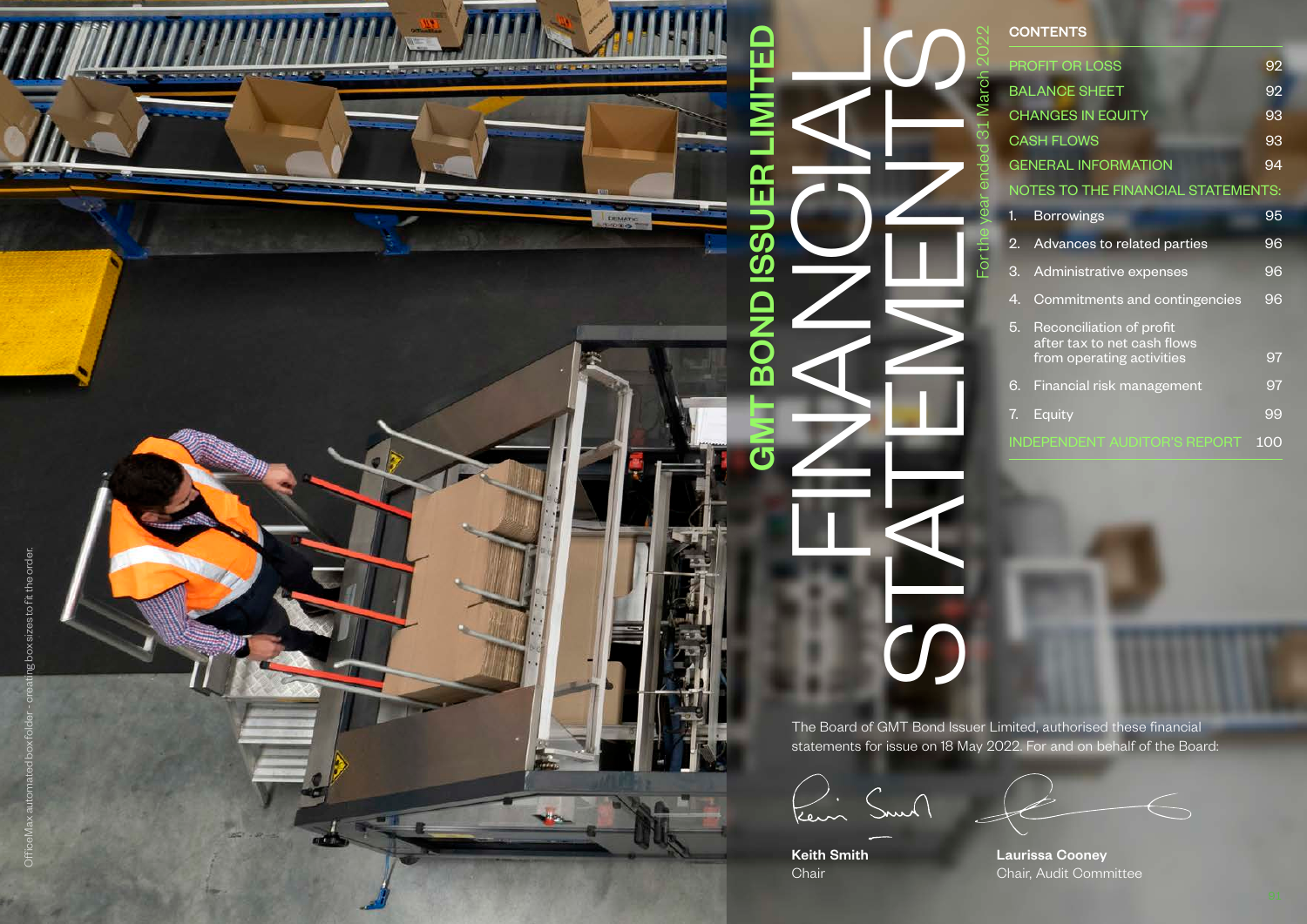# GMT BOND ISSUER LIMITED

# FINANCIAL STATEMENTS

For the year ended 31 March 2022

## CONTENTS

| | |
|---|---|
| PROFIT OR LOSS | 92 |
| BALANCE SHEET | 92 |
| CHANGES IN EQUITY | 93 |
| CASH FLOWS | 93 |
| GENERAL INFORMATION | 94 |
| NOTES TO THE FINANCIAL STATEMENTS: | |
| 1. Borrowings | 95 |
| 2. Advances to related parties | 96 |
| 3. Administrative expenses | 96 |
| 4. Commitments and contingencies | 96 |
| 5. Reconciliation of profit after tax to net cash flows from operating activities | 97 |
| 6. Financial risk management | 97 |
| 7. Equity | 99 |
| INDEPENDENT AUDITOR'S REPORT | 100 |

The Board of GMT Bond Issuer Limited, authorised these financial statements for issue on 18 May 2022. For and on behalf of the Board:

**Keith Smith**
Chair

**Laurissa Cooney**
Chair, Audit Committee

OfficeMax automated box folder - creating box sizes to fit the order.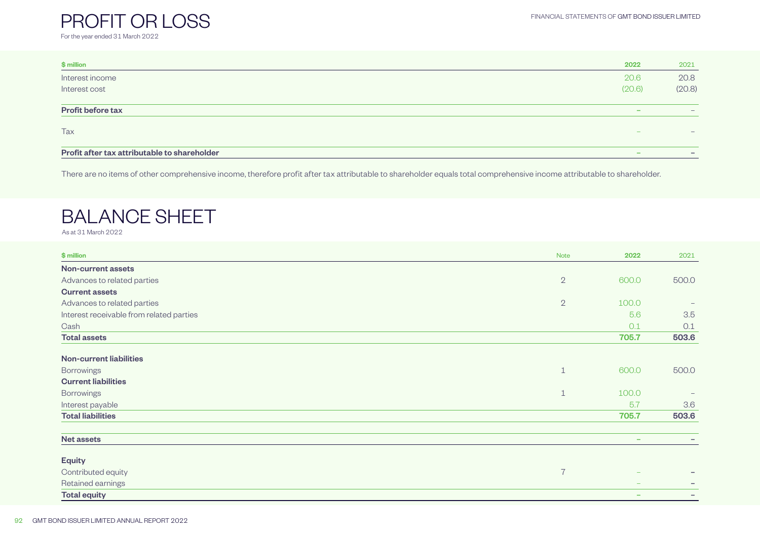# PROFIT OR LOSS

For the year ended 31 March 2022

| $ million | 2022 | 2021 |
|---|---|---|
| Interest income | 20.6 | 20.8 |
| Interest cost | (20.6) | (20.8) |
| **Profit before tax** | – | – |
| Tax | – | – |
| **Profit after tax attributable to shareholder** | – | – |

There are no items of other comprehensive income, therefore profit after tax attributable to shareholder equals total comprehensive income attributable to shareholder.

# BALANCE SHEET

As at 31 March 2022

| $ million | Note | 2022 | 2021 |
|---|---|---|---|
| **Non-current assets** | | | |
| Advances to related parties | 2 | 600.0 | 500.0 |
| **Current assets** | | | |
| Advances to related parties | 2 | 100.0 | – |
| Interest receivable from related parties | | 5.6 | 3.5 |
| Cash | | 0.1 | 0.1 |
| **Total assets** | | **705.7** | **503.6** |
| **Non-current liabilities** | | | |
| Borrowings | 1 | 600.0 | 500.0 |
| **Current liabilities** | | | |
| Borrowings | 1 | 100.0 | – |
| Interest payable | | 5.7 | 3.6 |
| **Total liabilities** | | **705.7** | **503.6** |
| **Net assets** | | – | – |
| **Equity** | | | |
| Contributed equity | 7 | – | – |
| Retained earnings | | – | – |
| **Total equity** | | – | – |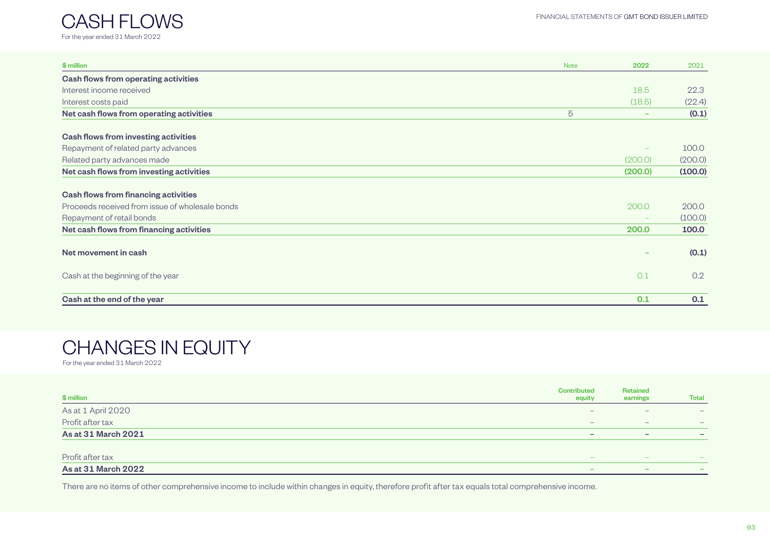# CASH FLOWS

For the year ended 31 March 2022

| $ million | Note | 2022 | 2021 |
|---|---|---|---|
| **Cash flows from operating activities** | | | |
| Interest income received | | 18.5 | 22.3 |
| Interest costs paid | | (18.5) | (22.4) |
| **Net cash flows from operating activities** | 5 | **–** | **(0.1)** |
| | | | |
| **Cash flows from investing activities** | | | |
| Repayment of related party advances | | – | 100.0 |
| Related party advances made | | (200.0) | (200.0) |
| **Net cash flows from investing activities** | | **(200.0)** | **(100.0)** |
| | | | |
| **Cash flows from financing activities** | | | |
| Proceeds received from issue of wholesale bonds | | 200.0 | 200.0 |
| Repayment of retail bonds | | – | (100.0) |
| **Net cash flows from financing activities** | | **200.0** | **100.0** |
| | | | |
| **Net movement in cash** | | **–** | **(0.1)** |
| | | | |
| Cash at the beginning of the year | | 0.1 | 0.2 |
| | | | |
| **Cash at the end of the year** | | **0.1** | **0.1** |

# CHANGES IN EQUITY

For the year ended 31 March 2022

| $ million | Contributed equity | Retained earnings | Total |
|---|---|---|---|
| As at 1 April 2020 | – | – | – |
| Profit after tax | – | – | – |
| **As at 31 March 2021** | **–** | **–** | **–** |
| | | | |
| Profit after tax | – | – | – |
| **As at 31 March 2022** | **–** | **–** | **–** |

There are no items of other comprehensive income to include within changes in equity, therefore profit after tax equals total comprehensive income.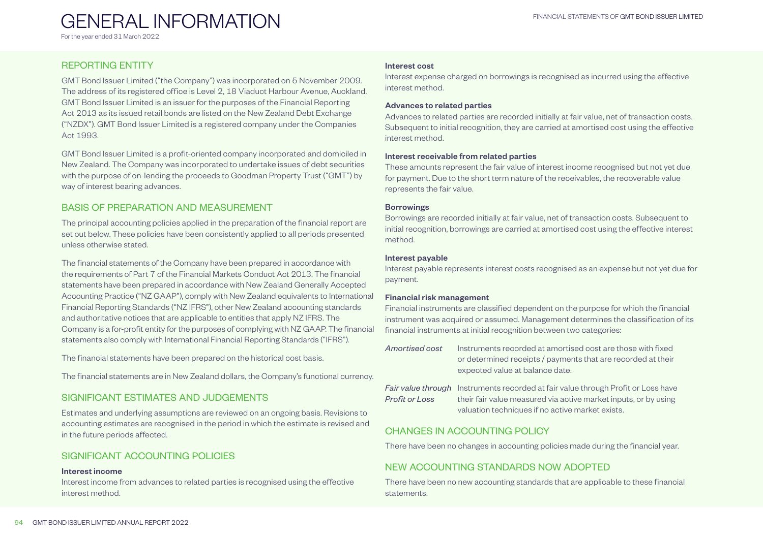# GENERAL INFORMATION

For the year ended 31 March 2022

## REPORTING ENTITY

GMT Bond Issuer Limited ("the Company") was incorporated on 5 November 2009. The address of its registered office is Level 2, 18 Viaduct Harbour Avenue, Auckland. GMT Bond Issuer Limited is an issuer for the purposes of the Financial Reporting Act 2013 as its issued retail bonds are listed on the New Zealand Debt Exchange ("NZDX"). GMT Bond Issuer Limited is a registered company under the Companies Act 1993.

GMT Bond Issuer Limited is a profit-oriented company incorporated and domiciled in New Zealand. The Company was incorporated to undertake issues of debt securities with the purpose of on-lending the proceeds to Goodman Property Trust ("GMT") by way of interest bearing advances.

## BASIS OF PREPARATION AND MEASUREMENT

The principal accounting policies applied in the preparation of the financial report are set out below. These policies have been consistently applied to all periods presented unless otherwise stated.

The financial statements of the Company have been prepared in accordance with the requirements of Part 7 of the Financial Markets Conduct Act 2013. The financial statements have been prepared in accordance with New Zealand Generally Accepted Accounting Practice ("NZ GAAP"), comply with New Zealand equivalents to International Financial Reporting Standards ("NZ IFRS"), other New Zealand accounting standards and authoritative notices that are applicable to entities that apply NZ IFRS. The Company is a for-profit entity for the purposes of complying with NZ GAAP. The financial statements also comply with International Financial Reporting Standards ("IFRS").

The financial statements have been prepared on the historical cost basis.

The financial statements are in New Zealand dollars, the Company's functional currency.

## SIGNIFICANT ESTIMATES AND JUDGEMENTS

Estimates and underlying assumptions are reviewed on an ongoing basis. Revisions to accounting estimates are recognised in the period in which the estimate is revised and in the future periods affected.

## SIGNIFICANT ACCOUNTING POLICIES

**Interest income**

Interest income from advances to related parties is recognised using the effective interest method.

**Interest cost**

Interest expense charged on borrowings is recognised as incurred using the effective interest method.

**Advances to related parties**

Advances to related parties are recorded initially at fair value, net of transaction costs. Subsequent to initial recognition, they are carried at amortised cost using the effective interest method.

**Interest receivable from related parties**

These amounts represent the fair value of interest income recognised but not yet due for payment. Due to the short term nature of the receivables, the recoverable value represents the fair value.

**Borrowings**

Borrowings are recorded initially at fair value, net of transaction costs. Subsequent to initial recognition, borrowings are carried at amortised cost using the effective interest method.

**Interest payable**

Interest payable represents interest costs recognised as an expense but not yet due for payment.

**Financial risk management**

Financial instruments are classified dependent on the purpose for which the financial instrument was acquired or assumed. Management determines the classification of its financial instruments at initial recognition between two categories:

*Amortised cost* — Instruments recorded at amortised cost are those with fixed or determined receipts / payments that are recorded at their expected value at balance date.

*Fair value through Profit or Loss* — Instruments recorded at fair value through Profit or Loss have their fair value measured via active market inputs, or by using valuation techniques if no active market exists.

## CHANGES IN ACCOUNTING POLICY

There have been no changes in accounting policies made during the financial year.

## NEW ACCOUNTING STANDARDS NOW ADOPTED

There have been no new accounting standards that are applicable to these financial statements.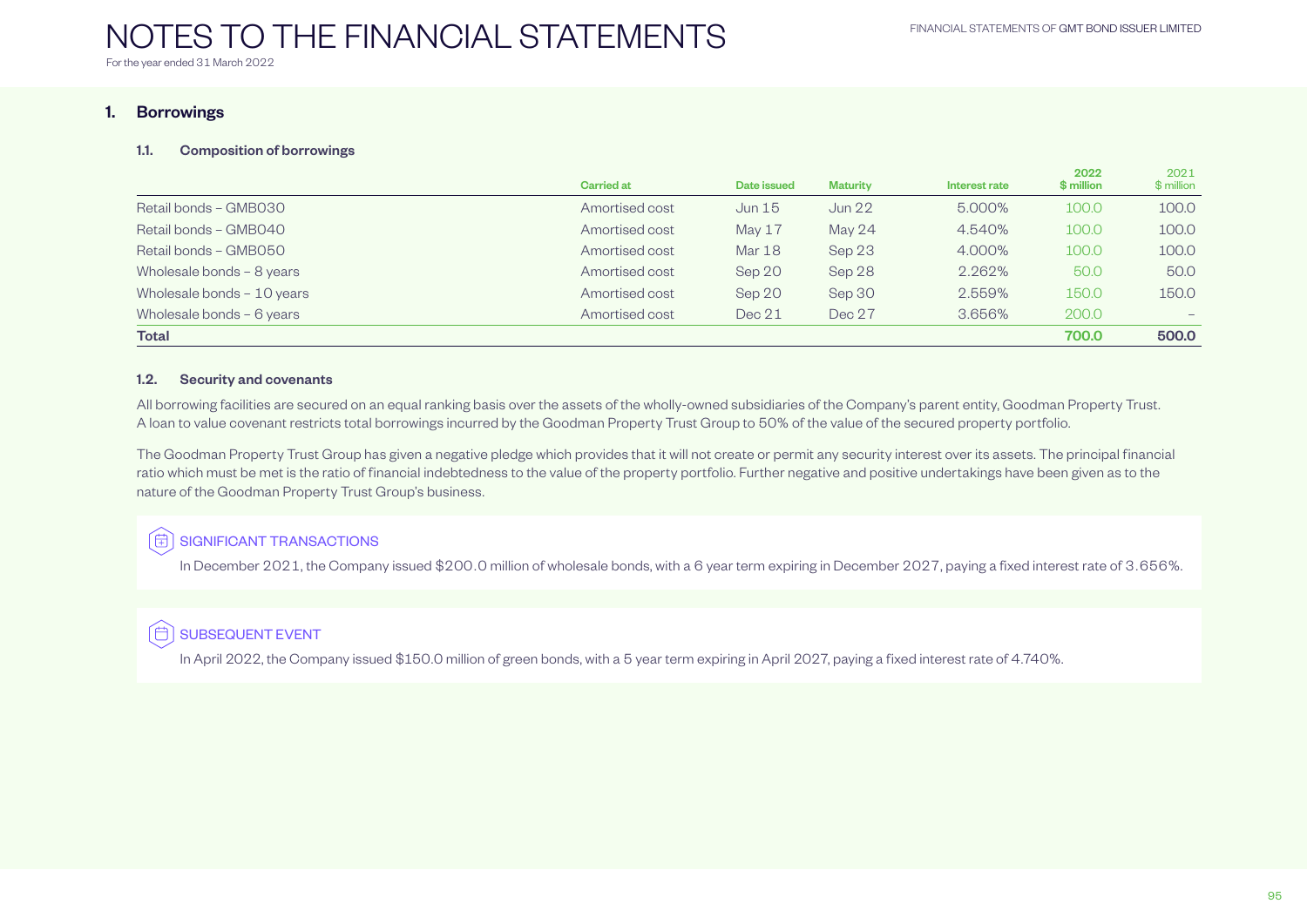# NOTES TO THE FINANCIAL STATEMENTS

For the year ended 31 March 2022

## 1. Borrowings

### 1.1. Composition of borrowings

| | Carried at | Date issued | Maturity | Interest rate | 2022 $ million | 2021 $ million |
|---|---|---|---|---|---|---|
| Retail bonds – GMB030 | Amortised cost | Jun 15 | Jun 22 | 5.000% | 100.0 | 100.0 |
| Retail bonds – GMB040 | Amortised cost | May 17 | May 24 | 4.540% | 100.0 | 100.0 |
| Retail bonds – GMB050 | Amortised cost | Mar 18 | Sep 23 | 4.000% | 100.0 | 100.0 |
| Wholesale bonds – 8 years | Amortised cost | Sep 20 | Sep 28 | 2.262% | 50.0 | 50.0 |
| Wholesale bonds – 10 years | Amortised cost | Sep 20 | Sep 30 | 2.559% | 150.0 | 150.0 |
| Wholesale bonds – 6 years | Amortised cost | Dec 21 | Dec 27 | 3.656% | 200.0 | – |
| **Total** | | | | | **700.0** | **500.0** |

### 1.2. Security and covenants

All borrowing facilities are secured on an equal ranking basis over the assets of the wholly-owned subsidiaries of the Company's parent entity, Goodman Property Trust. A loan to value covenant restricts total borrowings incurred by the Goodman Property Trust Group to 50% of the value of the secured property portfolio.

The Goodman Property Trust Group has given a negative pledge which provides that it will not create or permit any security interest over its assets. The principal financial ratio which must be met is the ratio of financial indebtedness to the value of the property portfolio. Further negative and positive undertakings have been given as to the nature of the Goodman Property Trust Group's business.

**SIGNIFICANT TRANSACTIONS**

In December 2021, the Company issued $200.0 million of wholesale bonds, with a 6 year term expiring in December 2027, paying a fixed interest rate of 3.656%.

**SUBSEQUENT EVENT**

In April 2022, the Company issued $150.0 million of green bonds, with a 5 year term expiring in April 2027, paying a fixed interest rate of 4.740%.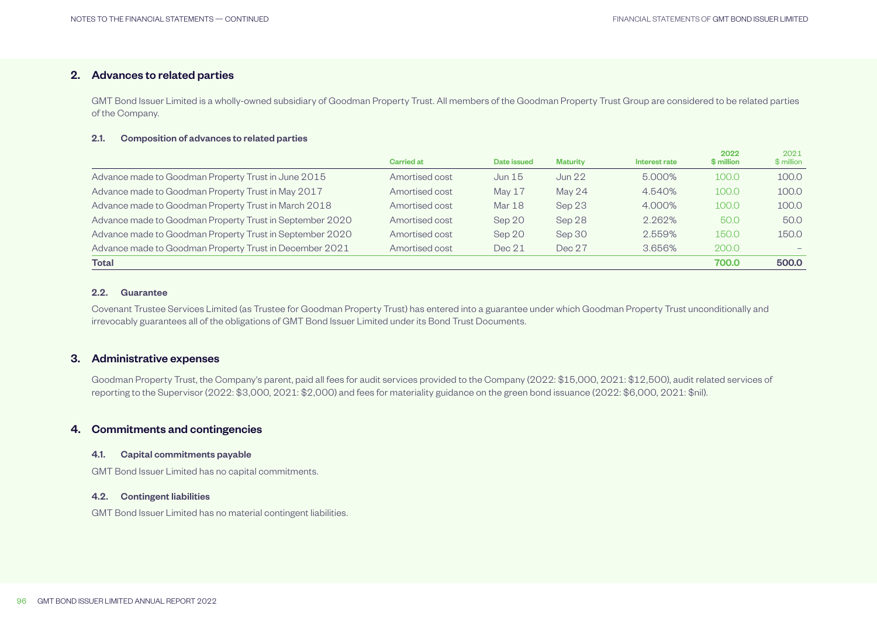## 2. Advances to related parties

GMT Bond Issuer Limited is a wholly-owned subsidiary of Goodman Property Trust. All members of the Goodman Property Trust Group are considered to be related parties of the Company.

### 2.1. Composition of advances to related parties

| | Carried at | Date issued | Maturity | Interest rate | 2022 $ million | 2021 $ million |
|---|---|---|---|---|---|---|
| Advance made to Goodman Property Trust in June 2015 | Amortised cost | Jun 15 | Jun 22 | 5.000% | 100.0 | 100.0 |
| Advance made to Goodman Property Trust in May 2017 | Amortised cost | May 17 | May 24 | 4.540% | 100.0 | 100.0 |
| Advance made to Goodman Property Trust in March 2018 | Amortised cost | Mar 18 | Sep 23 | 4.000% | 100.0 | 100.0 |
| Advance made to Goodman Property Trust in September 2020 | Amortised cost | Sep 20 | Sep 28 | 2.262% | 50.0 | 50.0 |
| Advance made to Goodman Property Trust in September 2020 | Amortised cost | Sep 20 | Sep 30 | 2.559% | 150.0 | 150.0 |
| Advance made to Goodman Property Trust in December 2021 | Amortised cost | Dec 21 | Dec 27 | 3.656% | 200.0 | – |
| **Total** | | | | | **700.0** | **500.0** |

### 2.2. Guarantee

Covenant Trustee Services Limited (as Trustee for Goodman Property Trust) has entered into a guarantee under which Goodman Property Trust unconditionally and irrevocably guarantees all of the obligations of GMT Bond Issuer Limited under its Bond Trust Documents.

## 3. Administrative expenses

Goodman Property Trust, the Company's parent, paid all fees for audit services provided to the Company (2022: $15,000, 2021: $12,500), audit related services of reporting to the Supervisor (2022: $3,000, 2021: $2,000) and fees for materiality guidance on the green bond issuance (2022: $6,000, 2021: $nil).

## 4. Commitments and contingencies

### 4.1. Capital commitments payable

GMT Bond Issuer Limited has no capital commitments.

### 4.2. Contingent liabilities

GMT Bond Issuer Limited has no material contingent liabilities.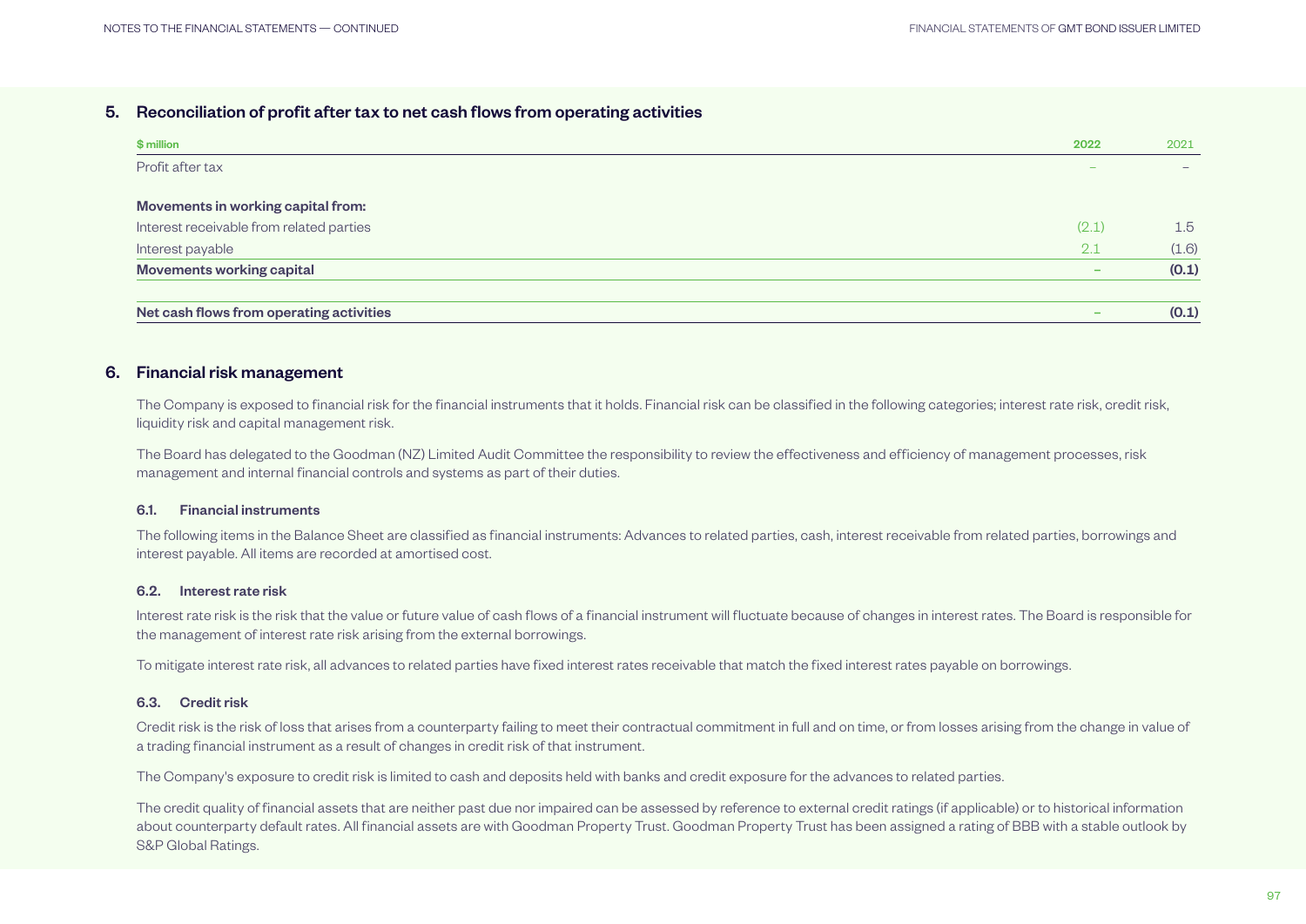## 5. Reconciliation of profit after tax to net cash flows from operating activities

| $ million | 2022 | 2021 |
|---|---|---|
| Profit after tax | – | – |
| **Movements in working capital from:** | | |
| Interest receivable from related parties | (2.1) | 1.5 |
| Interest payable | 2.1 | (1.6) |
| **Movements working capital** | – | **(0.1)** |
| **Net cash flows from operating activities** | – | **(0.1)** |

## 6. Financial risk management

The Company is exposed to financial risk for the financial instruments that it holds. Financial risk can be classified in the following categories; interest rate risk, credit risk, liquidity risk and capital management risk.

The Board has delegated to the Goodman (NZ) Limited Audit Committee the responsibility to review the effectiveness and efficiency of management processes, risk management and internal financial controls and systems as part of their duties.

### 6.1. Financial instruments

The following items in the Balance Sheet are classified as financial instruments: Advances to related parties, cash, interest receivable from related parties, borrowings and interest payable. All items are recorded at amortised cost.

### 6.2. Interest rate risk

Interest rate risk is the risk that the value or future value of cash flows of a financial instrument will fluctuate because of changes in interest rates. The Board is responsible for the management of interest rate risk arising from the external borrowings.

To mitigate interest rate risk, all advances to related parties have fixed interest rates receivable that match the fixed interest rates payable on borrowings.

### 6.3. Credit risk

Credit risk is the risk of loss that arises from a counterparty failing to meet their contractual commitment in full and on time, or from losses arising from the change in value of a trading financial instrument as a result of changes in credit risk of that instrument.

The Company's exposure to credit risk is limited to cash and deposits held with banks and credit exposure for the advances to related parties.

The credit quality of financial assets that are neither past due nor impaired can be assessed by reference to external credit ratings (if applicable) or to historical information about counterparty default rates. All financial assets are with Goodman Property Trust. Goodman Property Trust has been assigned a rating of BBB with a stable outlook by S&P Global Ratings.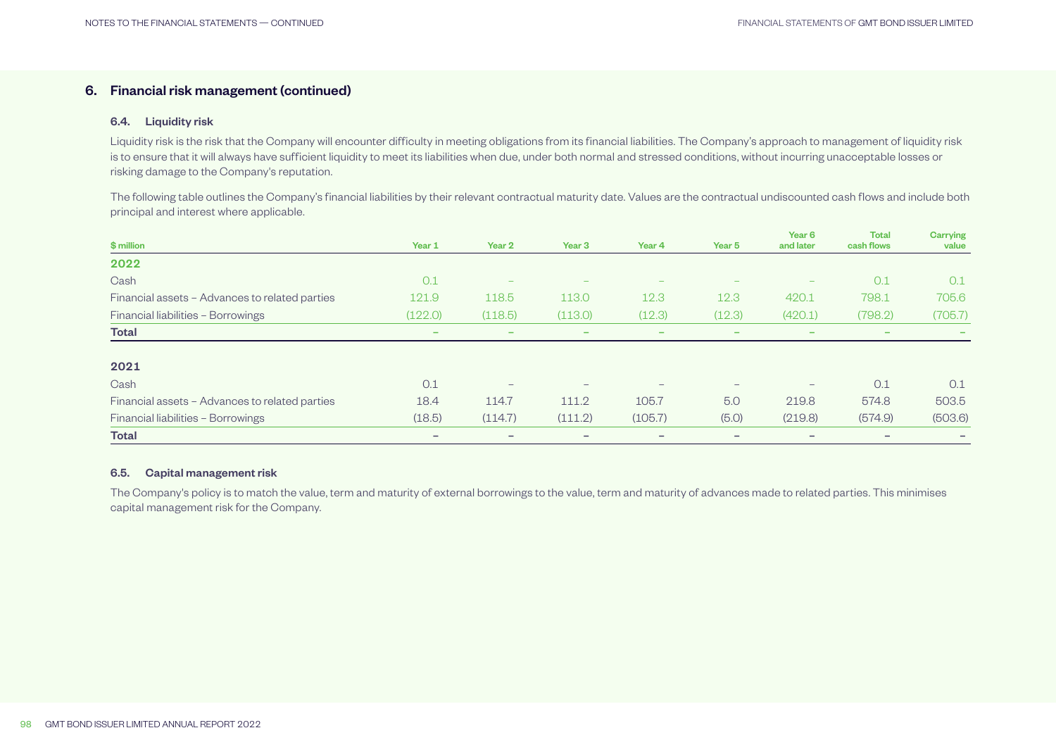## 6. Financial risk management (continued)

### 6.4. Liquidity risk

Liquidity risk is the risk that the Company will encounter difficulty in meeting obligations from its financial liabilities. The Company's approach to management of liquidity risk is to ensure that it will always have sufficient liquidity to meet its liabilities when due, under both normal and stressed conditions, without incurring unacceptable losses or risking damage to the Company's reputation.

The following table outlines the Company's financial liabilities by their relevant contractual maturity date. Values are the contractual undiscounted cash flows and include both principal and interest where applicable.

| $ million | Year 1 | Year 2 | Year 3 | Year 4 | Year 5 | Year 6 and later | Total cash flows | Carrying value |
|---|---|---|---|---|---|---|---|---|
| **2022** | | | | | | | | |
| Cash | 0.1 | – | – | – | – | – | 0.1 | 0.1 |
| Financial assets – Advances to related parties | 121.9 | 118.5 | 113.0 | 12.3 | 12.3 | 420.1 | 798.1 | 705.6 |
| Financial liabilities – Borrowings | (122.0) | (118.5) | (113.0) | (12.3) | (12.3) | (420.1) | (798.2) | (705.7) |
| **Total** | – | – | – | – | – | – | – | – |
| **2021** | | | | | | | | |
| Cash | 0.1 | – | – | – | – | – | 0.1 | 0.1 |
| Financial assets – Advances to related parties | 18.4 | 114.7 | 111.2 | 105.7 | 5.0 | 219.8 | 574.8 | 503.5 |
| Financial liabilities – Borrowings | (18.5) | (114.7) | (111.2) | (105.7) | (5.0) | (219.8) | (574.9) | (503.6) |
| **Total** | – | – | – | – | – | – | – | – |

### 6.5. Capital management risk

The Company's policy is to match the value, term and maturity of external borrowings to the value, term and maturity of advances made to related parties. This minimises capital management risk for the Company.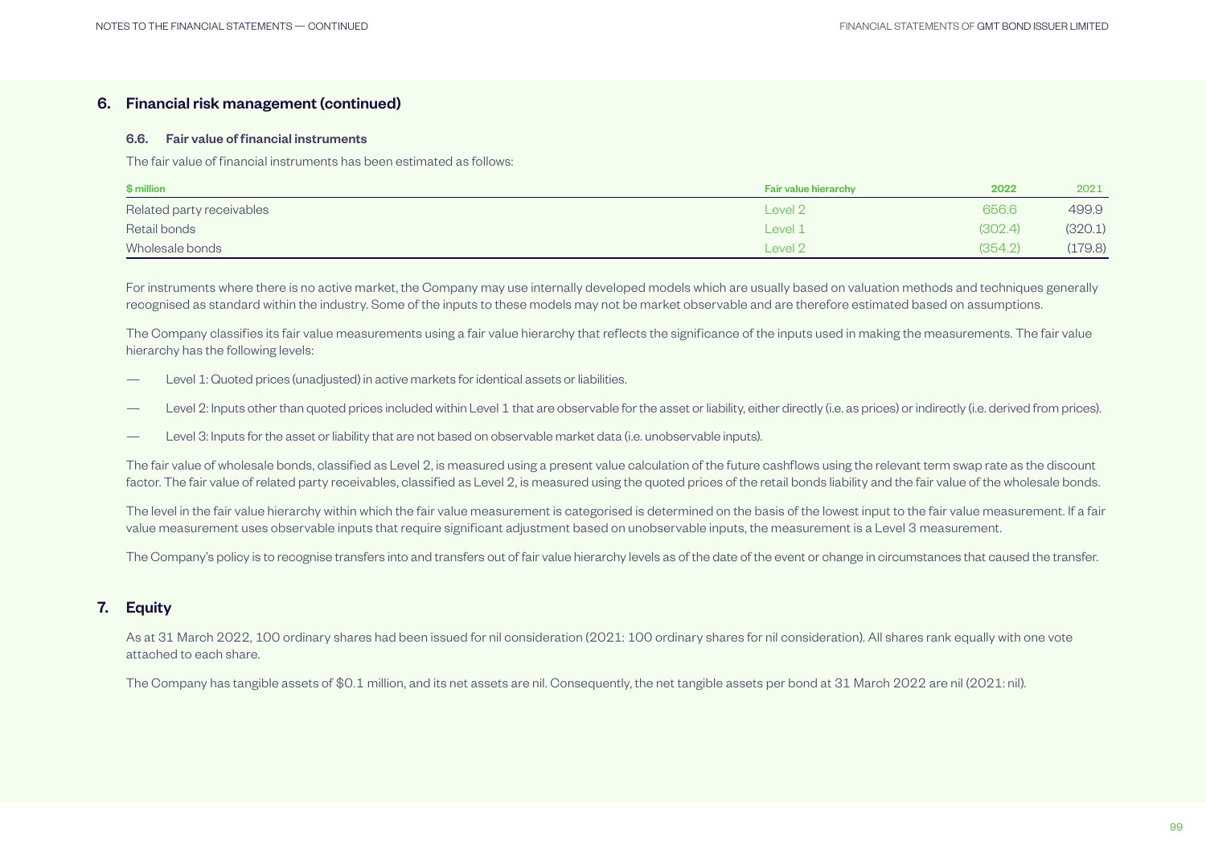## 6. Financial risk management (continued)

### 6.6. Fair value of financial instruments

The fair value of financial instruments has been estimated as follows:

| $ million | Fair value hierarchy | 2022 | 2021 |
| --- | --- | --- | --- |
| Related party receivables | Level 2 | 656.6 | 499.9 |
| Retail bonds | Level 1 | (302.4) | (320.1) |
| Wholesale bonds | Level 2 | (354.2) | (179.8) |

For instruments where there is no active market, the Company may use internally developed models which are usually based on valuation methods and techniques generally recognised as standard within the industry. Some of the inputs to these models may not be market observable and are therefore estimated based on assumptions.

The Company classifies its fair value measurements using a fair value hierarchy that reflects the significance of the inputs used in making the measurements. The fair value hierarchy has the following levels:

- Level 1: Quoted prices (unadjusted) in active markets for identical assets or liabilities.
- Level 2: Inputs other than quoted prices included within Level 1 that are observable for the asset or liability, either directly (i.e. as prices) or indirectly (i.e. derived from prices).
- Level 3: Inputs for the asset or liability that are not based on observable market data (i.e. unobservable inputs).

The fair value of wholesale bonds, classified as Level 2, is measured using a present value calculation of the future cashflows using the relevant term swap rate as the discount factor. The fair value of related party receivables, classified as Level 2, is measured using the quoted prices of the retail bonds liability and the fair value of the wholesale bonds.

The level in the fair value hierarchy within which the fair value measurement is categorised is determined on the basis of the lowest input to the fair value measurement. If a fair value measurement uses observable inputs that require significant adjustment based on unobservable inputs, the measurement is a Level 3 measurement.

The Company's policy is to recognise transfers into and transfers out of fair value hierarchy levels as of the date of the event or change in circumstances that caused the transfer.

## 7. Equity

As at 31 March 2022, 100 ordinary shares had been issued for nil consideration (2021: 100 ordinary shares for nil consideration). All shares rank equally with one vote attached to each share.

The Company has tangible assets of $0.1 million, and its net assets are nil. Consequently, the net tangible assets per bond at 31 March 2022 are nil (2021: nil).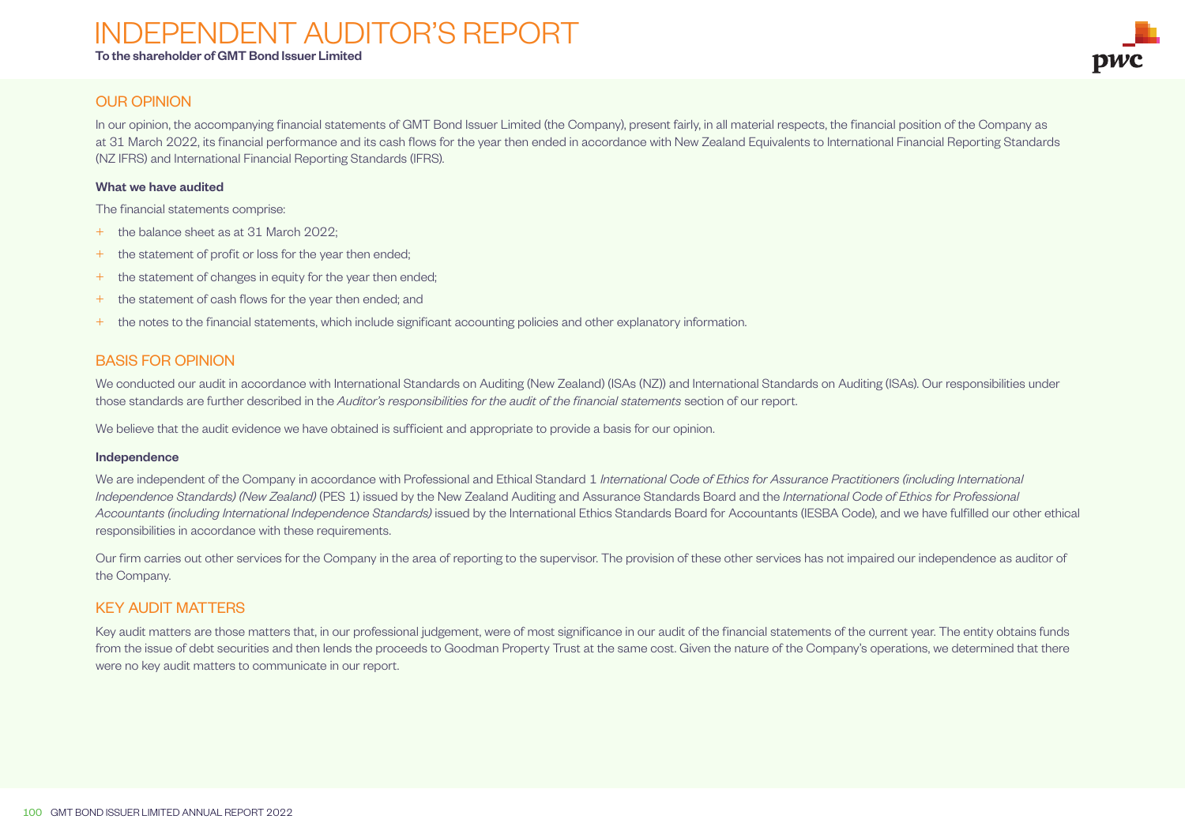# INDEPENDENT AUDITOR'S REPORT

**To the shareholder of GMT Bond Issuer Limited**

## OUR OPINION

In our opinion, the accompanying financial statements of GMT Bond Issuer Limited (the Company), present fairly, in all material respects, the financial position of the Company as at 31 March 2022, its financial performance and its cash flows for the year then ended in accordance with New Zealand Equivalents to International Financial Reporting Standards (NZ IFRS) and International Financial Reporting Standards (IFRS).

**What we have audited**

The financial statements comprise:

- the balance sheet as at 31 March 2022;
- the statement of profit or loss for the year then ended;
- the statement of changes in equity for the year then ended;
- the statement of cash flows for the year then ended; and
- the notes to the financial statements, which include significant accounting policies and other explanatory information.

## BASIS FOR OPINION

We conducted our audit in accordance with International Standards on Auditing (New Zealand) (ISAs (NZ)) and International Standards on Auditing (ISAs). Our responsibilities under those standards are further described in the *Auditor's responsibilities for the audit of the financial statements* section of our report.

We believe that the audit evidence we have obtained is sufficient and appropriate to provide a basis for our opinion.

**Independence**

We are independent of the Company in accordance with Professional and Ethical Standard 1 *International Code of Ethics for Assurance Practitioners (including International Independence Standards) (New Zealand)* (PES 1) issued by the New Zealand Auditing and Assurance Standards Board and the *International Code of Ethics for Professional Accountants (including International Independence Standards)* issued by the International Ethics Standards Board for Accountants (IESBA Code), and we have fulfilled our other ethical responsibilities in accordance with these requirements.

Our firm carries out other services for the Company in the area of reporting to the supervisor. The provision of these other services has not impaired our independence as auditor of the Company.

## KEY AUDIT MATTERS

Key audit matters are those matters that, in our professional judgement, were of most significance in our audit of the financial statements of the current year. The entity obtains funds from the issue of debt securities and then lends the proceeds to Goodman Property Trust at the same cost. Given the nature of the Company's operations, we determined that there were no key audit matters to communicate in our report.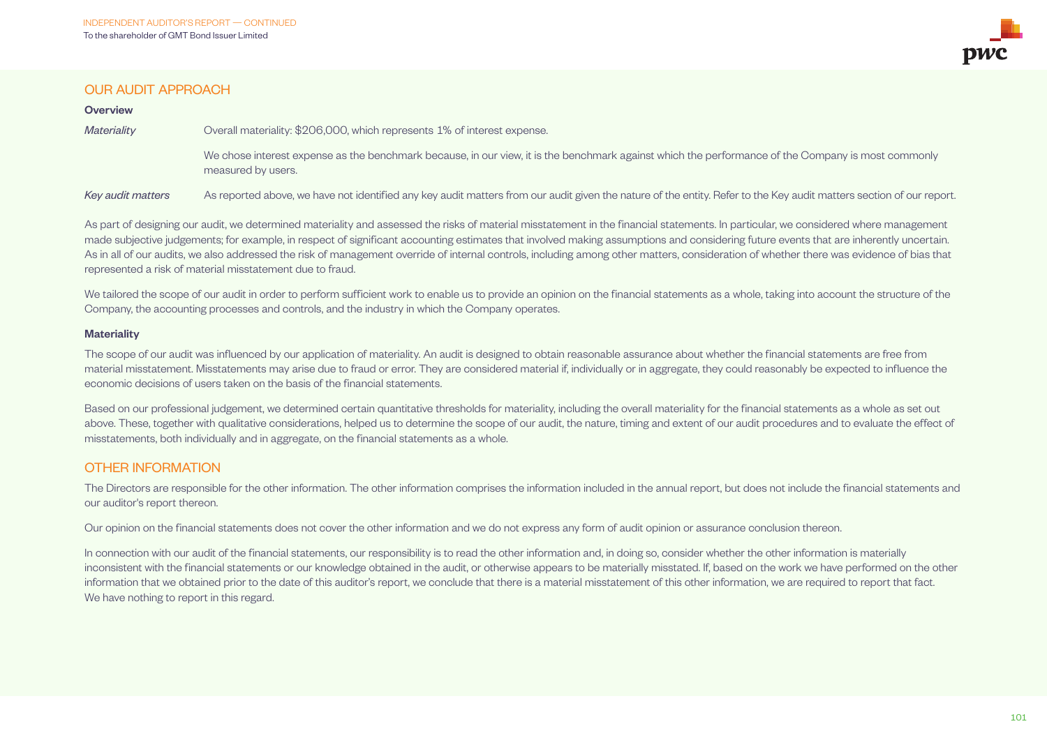## OUR AUDIT APPROACH

**Overview**

| | |
|---|---|
| *Materiality* | Overall materiality: $206,000, which represents 1% of interest expense.<br><br>We chose interest expense as the benchmark because, in our view, it is the benchmark against which the performance of the Company is most commonly measured by users. |
| *Key audit matters* | As reported above, we have not identified any key audit matters from our audit given the nature of the entity. Refer to the Key audit matters section of our report. |

As part of designing our audit, we determined materiality and assessed the risks of material misstatement in the financial statements. In particular, we considered where management made subjective judgements; for example, in respect of significant accounting estimates that involved making assumptions and considering future events that are inherently uncertain. As in all of our audits, we also addressed the risk of management override of internal controls, including among other matters, consideration of whether there was evidence of bias that represented a risk of material misstatement due to fraud.

We tailored the scope of our audit in order to perform sufficient work to enable us to provide an opinion on the financial statements as a whole, taking into account the structure of the Company, the accounting processes and controls, and the industry in which the Company operates.

**Materiality**

The scope of our audit was influenced by our application of materiality. An audit is designed to obtain reasonable assurance about whether the financial statements are free from material misstatement. Misstatements may arise due to fraud or error. They are considered material if, individually or in aggregate, they could reasonably be expected to influence the economic decisions of users taken on the basis of the financial statements.

Based on our professional judgement, we determined certain quantitative thresholds for materiality, including the overall materiality for the financial statements as a whole as set out above. These, together with qualitative considerations, helped us to determine the scope of our audit, the nature, timing and extent of our audit procedures and to evaluate the effect of misstatements, both individually and in aggregate, on the financial statements as a whole.

## OTHER INFORMATION

The Directors are responsible for the other information. The other information comprises the information included in the annual report, but does not include the financial statements and our auditor's report thereon.

Our opinion on the financial statements does not cover the other information and we do not express any form of audit opinion or assurance conclusion thereon.

In connection with our audit of the financial statements, our responsibility is to read the other information and, in doing so, consider whether the other information is materially inconsistent with the financial statements or our knowledge obtained in the audit, or otherwise appears to be materially misstated. If, based on the work we have performed on the other information that we obtained prior to the date of this auditor's report, we conclude that there is a material misstatement of this other information, we are required to report that fact. We have nothing to report in this regard.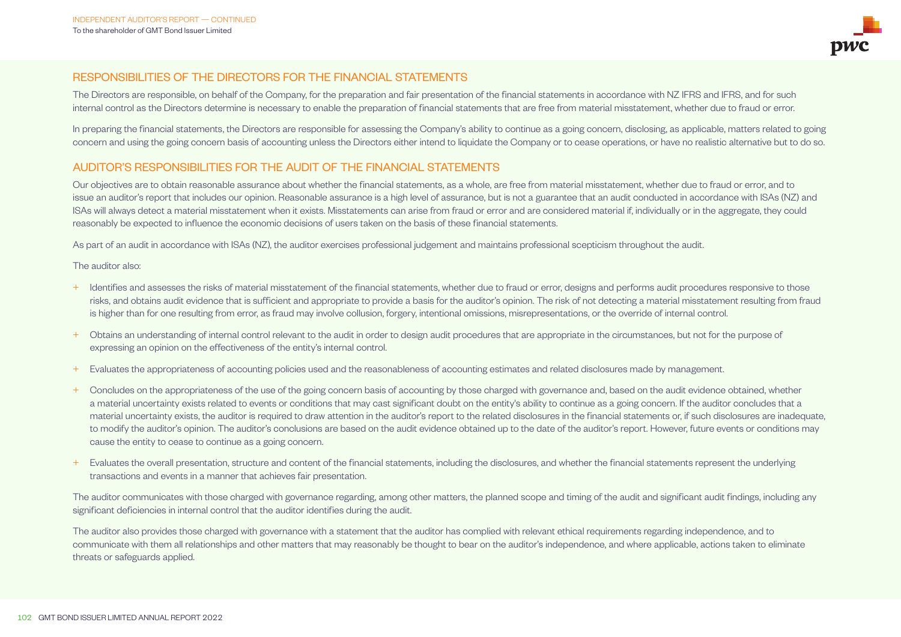## RESPONSIBILITIES OF THE DIRECTORS FOR THE FINANCIAL STATEMENTS

The Directors are responsible, on behalf of the Company, for the preparation and fair presentation of the financial statements in accordance with NZ IFRS and IFRS, and for such internal control as the Directors determine is necessary to enable the preparation of financial statements that are free from material misstatement, whether due to fraud or error.

In preparing the financial statements, the Directors are responsible for assessing the Company's ability to continue as a going concern, disclosing, as applicable, matters related to going concern and using the going concern basis of accounting unless the Directors either intend to liquidate the Company or to cease operations, or have no realistic alternative but to do so.

## AUDITOR'S RESPONSIBILITIES FOR THE AUDIT OF THE FINANCIAL STATEMENTS

Our objectives are to obtain reasonable assurance about whether the financial statements, as a whole, are free from material misstatement, whether due to fraud or error, and to issue an auditor's report that includes our opinion. Reasonable assurance is a high level of assurance, but is not a guarantee that an audit conducted in accordance with ISAs (NZ) and ISAs will always detect a material misstatement when it exists. Misstatements can arise from fraud or error and are considered material if, individually or in the aggregate, they could reasonably be expected to influence the economic decisions of users taken on the basis of these financial statements.

As part of an audit in accordance with ISAs (NZ), the auditor exercises professional judgement and maintains professional scepticism throughout the audit.

The auditor also:

+ Identifies and assesses the risks of material misstatement of the financial statements, whether due to fraud or error, designs and performs audit procedures responsive to those risks, and obtains audit evidence that is sufficient and appropriate to provide a basis for the auditor's opinion. The risk of not detecting a material misstatement resulting from fraud is higher than for one resulting from error, as fraud may involve collusion, forgery, intentional omissions, misrepresentations, or the override of internal control.
+ Obtains an understanding of internal control relevant to the audit in order to design audit procedures that are appropriate in the circumstances, but not for the purpose of expressing an opinion on the effectiveness of the entity's internal control.
+ Evaluates the appropriateness of accounting policies used and the reasonableness of accounting estimates and related disclosures made by management.
+ Concludes on the appropriateness of the use of the going concern basis of accounting by those charged with governance and, based on the audit evidence obtained, whether a material uncertainty exists related to events or conditions that may cast significant doubt on the entity's ability to continue as a going concern. If the auditor concludes that a material uncertainty exists, the auditor is required to draw attention in the auditor's report to the related disclosures in the financial statements or, if such disclosures are inadequate, to modify the auditor's opinion. The auditor's conclusions are based on the audit evidence obtained up to the date of the auditor's report. However, future events or conditions may cause the entity to cease to continue as a going concern.
+ Evaluates the overall presentation, structure and content of the financial statements, including the disclosures, and whether the financial statements represent the underlying transactions and events in a manner that achieves fair presentation.

The auditor communicates with those charged with governance regarding, among other matters, the planned scope and timing of the audit and significant audit findings, including any significant deficiencies in internal control that the auditor identifies during the audit.

The auditor also provides those charged with governance with a statement that the auditor has complied with relevant ethical requirements regarding independence, and to communicate with them all relationships and other matters that may reasonably be thought to bear on the auditor's independence, and where applicable, actions taken to eliminate threats or safeguards applied.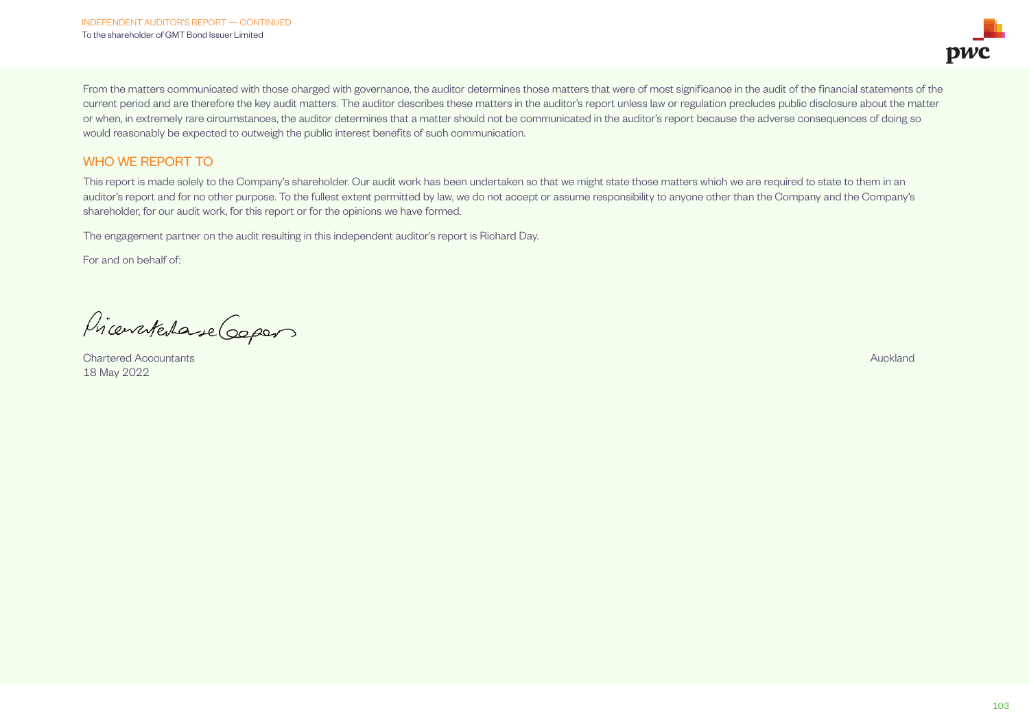From the matters communicated with those charged with governance, the auditor determines those matters that were of most significance in the audit of the financial statements of the current period and are therefore the key audit matters. The auditor describes these matters in the auditor's report unless law or regulation precludes public disclosure about the matter or when, in extremely rare circumstances, the auditor determines that a matter should not be communicated in the auditor's report because the adverse consequences of doing so would reasonably be expected to outweigh the public interest benefits of such communication.

## WHO WE REPORT TO

This report is made solely to the Company's shareholder. Our audit work has been undertaken so that we might state those matters which we are required to state to them in an auditor's report and for no other purpose. To the fullest extent permitted by law, we do not accept or assume responsibility to anyone other than the Company and the Company's shareholder, for our audit work, for this report or for the opinions we have formed.

The engagement partner on the audit resulting in this independent auditor's report is Richard Day.

For and on behalf of:

PricewaterhouseCoopers

Chartered Accountants
18 May 2022

Auckland